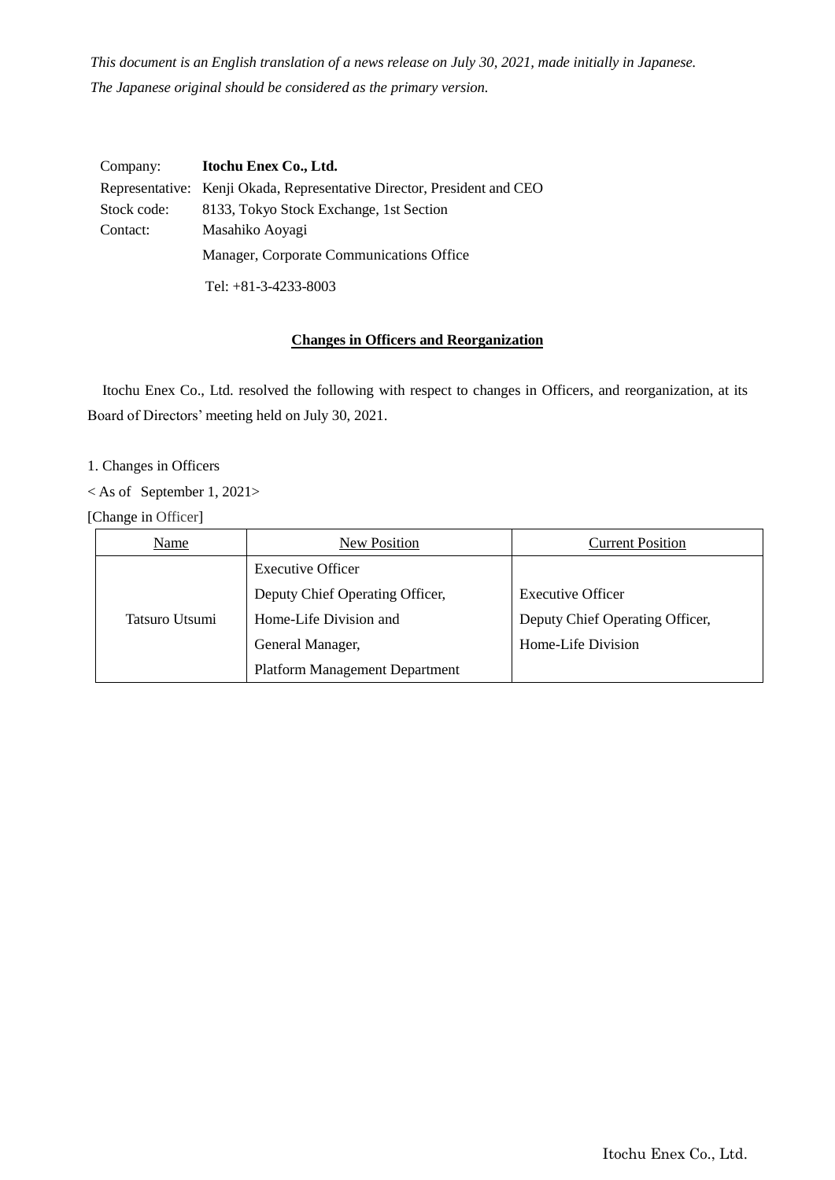*This document is an English translation of a news release on July 30, 2021, made initially in Japanese.*
*The Japanese original should be considered as the primary version.*

Company: **Itochu Enex Co., Ltd.**
Representative: Kenji Okada, Representative Director, President and CEO
Stock code: 8133, Tokyo Stock Exchange, 1st Section
Contact: Masahiko Aoyagi
Manager, Corporate Communications Office
Tel: +81-3-4233-8003

## Changes in Officers and Reorganization

Itochu Enex Co., Ltd. resolved the following with respect to changes in Officers, and reorganization, at its Board of Directors' meeting held on July 30, 2021.

1. Changes in Officers

< As of September 1, 2021>

[Change in Officer]

| Name | New Position | Current Position |
|---|---|---|
| Tatsuro Utsumi | Executive Officer<br>Deputy Chief Operating Officer,<br>Home-Life Division and<br>General Manager,<br>Platform Management Department | Executive Officer<br>Deputy Chief Operating Officer,<br>Home-Life Division |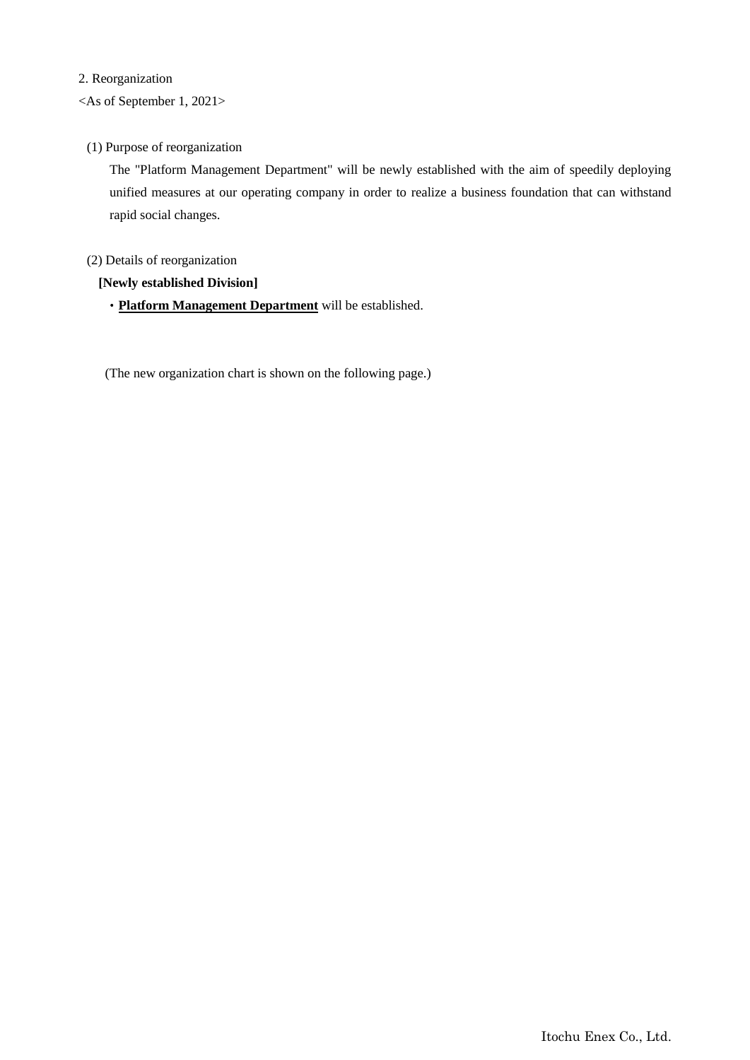## 2. Reorganization

<As of September 1, 2021>

(1) Purpose of reorganization

The "Platform Management Department" will be newly established with the aim of speedily deploying unified measures at our operating company in order to realize a business foundation that can withstand rapid social changes.

(2) Details of reorganization

**[Newly established Division]**

- **Platform Management Department** will be established.

(The new organization chart is shown on the following page.)

Itochu Enex Co., Ltd.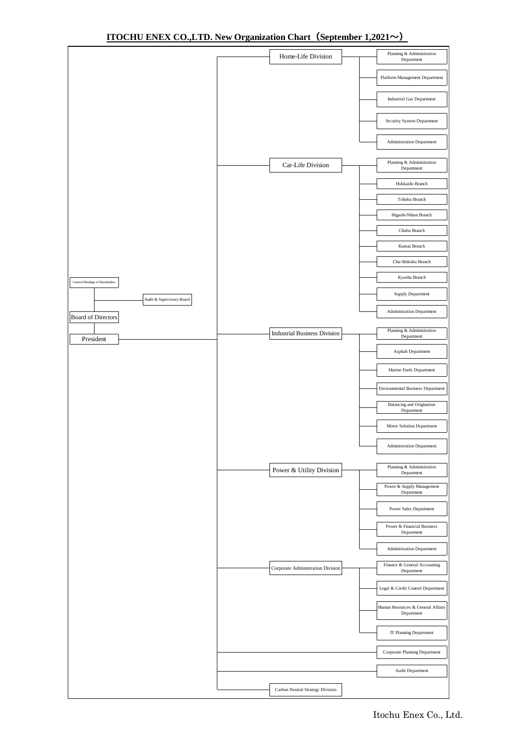# ITOCHU ENEX CO.,LTD. New Organization Chart（September 1,2021～）

- General Meetings of Shareholders
  - Audit & Supervisory Board
- Board of Directors
- President
  - Home-Life Division
    - Planning & Administration Department
    - Platform Management Department
    - Industrial Gas Department
    - Security System Department
    - Administration Department
  - Car-Life Division
    - Planning & Administration Department
    - Hokkaido Branch
    - Tohoku Branch
    - Higashi-Nihon Branch
    - Chubu Branch
    - Kansai Branch
    - Chu-Shikoku Branch
    - Kyushu Branch
    - Supply Department
    - Administration Department
  - Industrial Business Division
    - Planning & Administration Department
    - Asphalt Department
    - Marine Fuels Department
    - Environmental Business Department
    - Balancing and Origination Department
    - Motor Solution Department
    - Administration Department
  - Power & Utility Division
    - Planning & Administration Department
    - Power & Supply Management Department
    - Power Sales Department
    - Power & Financial Business Department
    - Administration Department
  - Corporate Administration Division
    - Finance & General Accounting Department
    - Legal & Credit Control Department
    - Human Resources & General Affairs Department
    - IT Planning Department
  - Corporate Planning Department
  - Audit Department
  - Carbon Neutral Strategy Division

Itochu Enex Co., Ltd.